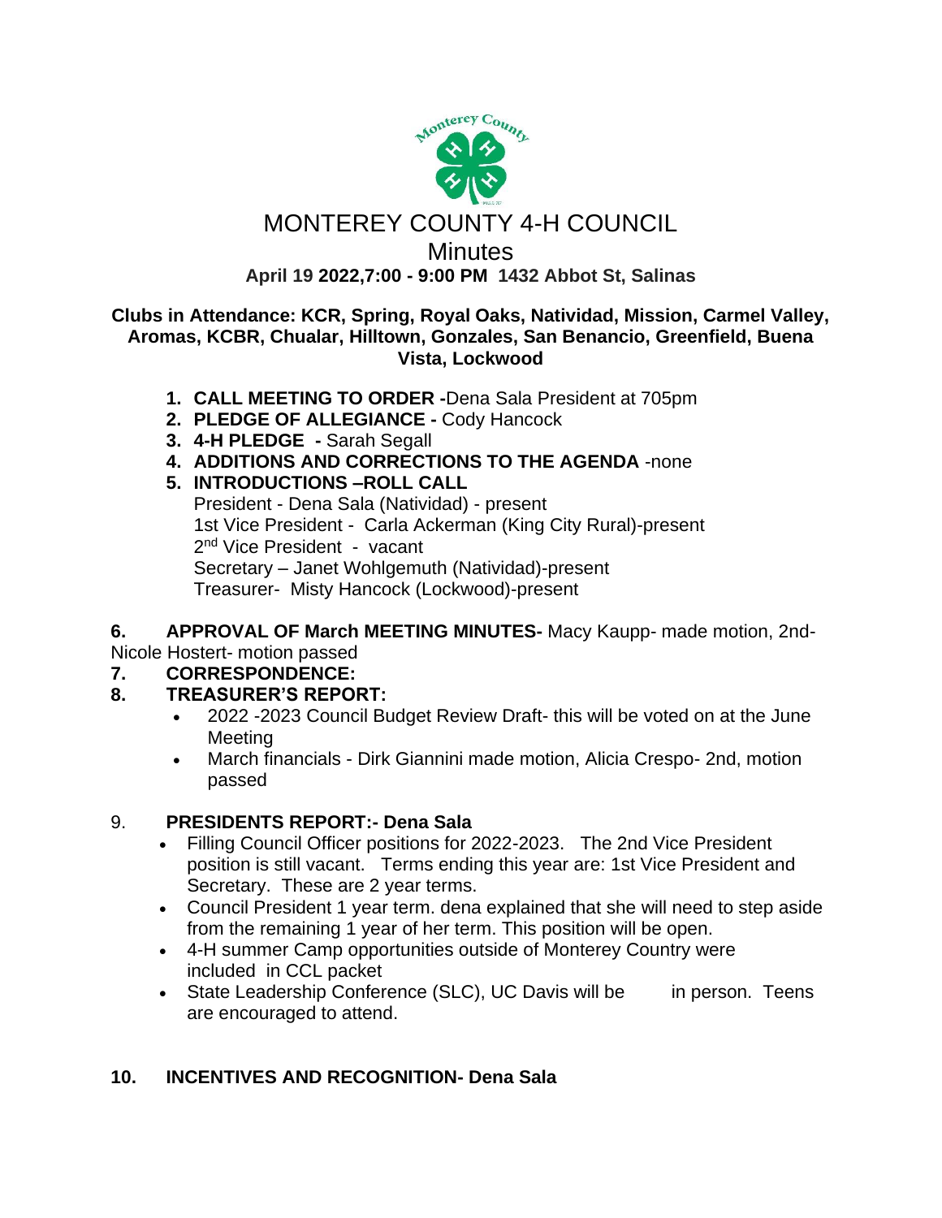# MONTEREY COUNTY 4-H COUNCIL

## Minutes

**April 19 2022,7:00 - 9:00 PM 1432 Abbot St, Salinas**

**Clubs in Attendance: KCR, Spring, Royal Oaks, Natividad, Mission, Carmel Valley, Aromas, KCBR, Chualar, Hilltown, Gonzales, San Benancio, Greenfield, Buena Vista, Lockwood**

1. **CALL MEETING TO ORDER -**Dena Sala President at 705pm
2. **PLEDGE OF ALLEGIANCE -** Cody Hancock
3. **4-H PLEDGE -** Sarah Segall
4. **ADDITIONS AND CORRECTIONS TO THE AGENDA** -none
5. **INTRODUCTIONS –ROLL CALL**
   President - Dena Sala (Natividad) - present
   1st Vice President - Carla Ackerman (King City Rural)-present
   2nd Vice President - vacant
   Secretary – Janet Wohlgemuth (Natividad)-present
   Treasurer- Misty Hancock (Lockwood)-present

**6. APPROVAL OF March MEETING MINUTES-** Macy Kaupp- made motion, 2nd- Nicole Hostert- motion passed

**7. CORRESPONDENCE:**

**8. TREASURER'S REPORT:**

- 2022 -2023 Council Budget Review Draft- this will be voted on at the June Meeting
- March financials - Dirk Giannini made motion, Alicia Crespo- 2nd, motion passed

9. **PRESIDENTS REPORT:- Dena Sala**

- Filling Council Officer positions for 2022-2023. The 2nd Vice President position is still vacant. Terms ending this year are: 1st Vice President and Secretary. These are 2 year terms.
- Council President 1 year term. dena explained that she will need to step aside from the remaining 1 year of her term. This position will be open.
- 4-H summer Camp opportunities outside of Monterey Country were included in CCL packet
- State Leadership Conference (SLC), UC Davis will be in person. Teens are encouraged to attend.

**10. INCENTIVES AND RECOGNITION- Dena Sala**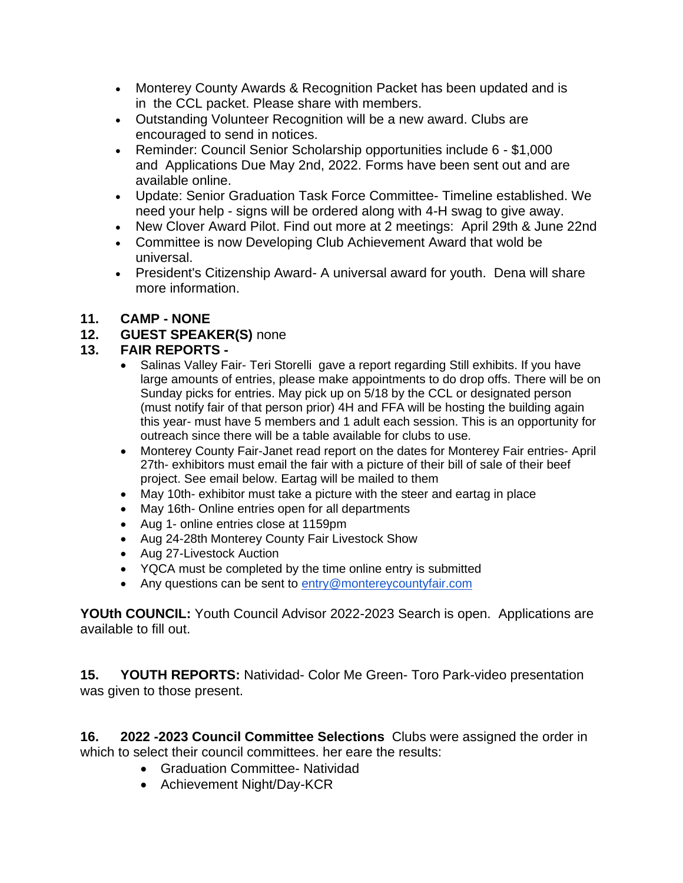- Monterey County Awards & Recognition Packet has been updated and is in the CCL packet. Please share with members.
- Outstanding Volunteer Recognition will be a new award. Clubs are encouraged to send in notices.
- Reminder: Council Senior Scholarship opportunities include 6 - $1,000 and Applications Due May 2nd, 2022. Forms have been sent out and are available online.
- Update: Senior Graduation Task Force Committee- Timeline established. We need your help - signs will be ordered along with 4-H swag to give away.
- New Clover Award Pilot. Find out more at 2 meetings: April 29th & June 22nd
- Committee is now Developing Club Achievement Award that wold be universal.
- President's Citizenship Award- A universal award for youth. Dena will share more information.

**11. CAMP - NONE**

**12. GUEST SPEAKER(S)** none

**13. FAIR REPORTS -**

- Salinas Valley Fair- Teri Storelli gave a report regarding Still exhibits. If you have large amounts of entries, please make appointments to do drop offs. There will be on Sunday picks for entries. May pick up on 5/18 by the CCL or designated person (must notify fair of that person prior) 4H and FFA will be hosting the building again this year- must have 5 members and 1 adult each session. This is an opportunity for outreach since there will be a table available for clubs to use.
- Monterey County Fair-Janet read report on the dates for Monterey Fair entries- April 27th- exhibitors must email the fair with a picture of their bill of sale of their beef project. See email below. Eartag will be mailed to them
- May 10th- exhibitor must take a picture with the steer and eartag in place
- May 16th- Online entries open for all departments
- Aug 1- online entries close at 1159pm
- Aug 24-28th Monterey County Fair Livestock Show
- Aug 27-Livestock Auction
- YQCA must be completed by the time online entry is submitted
- Any questions can be sent to entry@montereycountyfair.com

**YOUth COUNCIL:** Youth Council Advisor 2022-2023 Search is open. Applications are available to fill out.

**15. YOUTH REPORTS:** Natividad- Color Me Green- Toro Park-video presentation was given to those present.

**16. 2022 -2023 Council Committee Selections** Clubs were assigned the order in which to select their council committees. her eare the results:

- Graduation Committee- Natividad
- Achievement Night/Day-KCR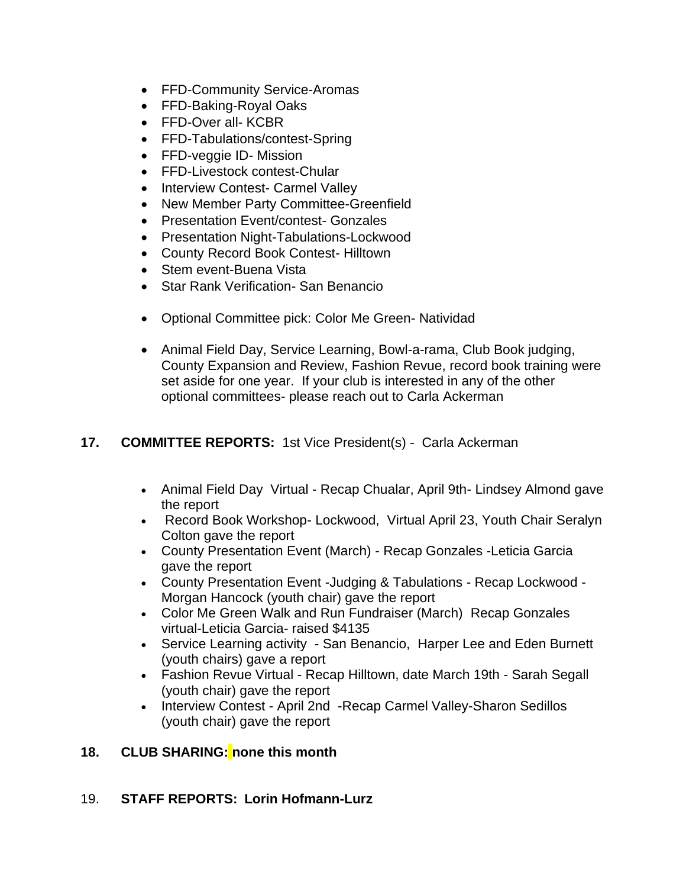- FFD-Community Service-Aromas
- FFD-Baking-Royal Oaks
- FFD-Over all- KCBR
- FFD-Tabulations/contest-Spring
- FFD-veggie ID- Mission
- FFD-Livestock contest-Chular
- Interview Contest- Carmel Valley
- New Member Party Committee-Greenfield
- Presentation Event/contest- Gonzales
- Presentation Night-Tabulations-Lockwood
- County Record Book Contest- Hilltown
- Stem event-Buena Vista
- Star Rank Verification- San Benancio

- Optional Committee pick: Color Me Green- Natividad

- Animal Field Day, Service Learning, Bowl-a-rama, Club Book judging, County Expansion and Review, Fashion Revue, record book training were set aside for one year. If your club is interested in any of the other optional committees- please reach out to Carla Ackerman

**17. COMMITTEE REPORTS:** 1st Vice President(s) - Carla Ackerman

- Animal Field Day Virtual - Recap Chualar, April 9th- Lindsey Almond gave the report
- Record Book Workshop- Lockwood, Virtual April 23, Youth Chair Seralyn Colton gave the report
- County Presentation Event (March) - Recap Gonzales -Leticia Garcia gave the report
- County Presentation Event -Judging & Tabulations - Recap Lockwood - Morgan Hancock (youth chair) gave the report
- Color Me Green Walk and Run Fundraiser (March) Recap Gonzales virtual-Leticia Garcia- raised $4135
- Service Learning activity - San Benancio, Harper Lee and Eden Burnett (youth chairs) gave a report
- Fashion Revue Virtual - Recap Hilltown, date March 19th - Sarah Segall (youth chair) gave the report
- Interview Contest - April 2nd -Recap Carmel Valley-Sharon Sedillos (youth chair) gave the report

**18. CLUB SHARING: none this month**

19. **STAFF REPORTS: Lorin Hofmann-Lurz**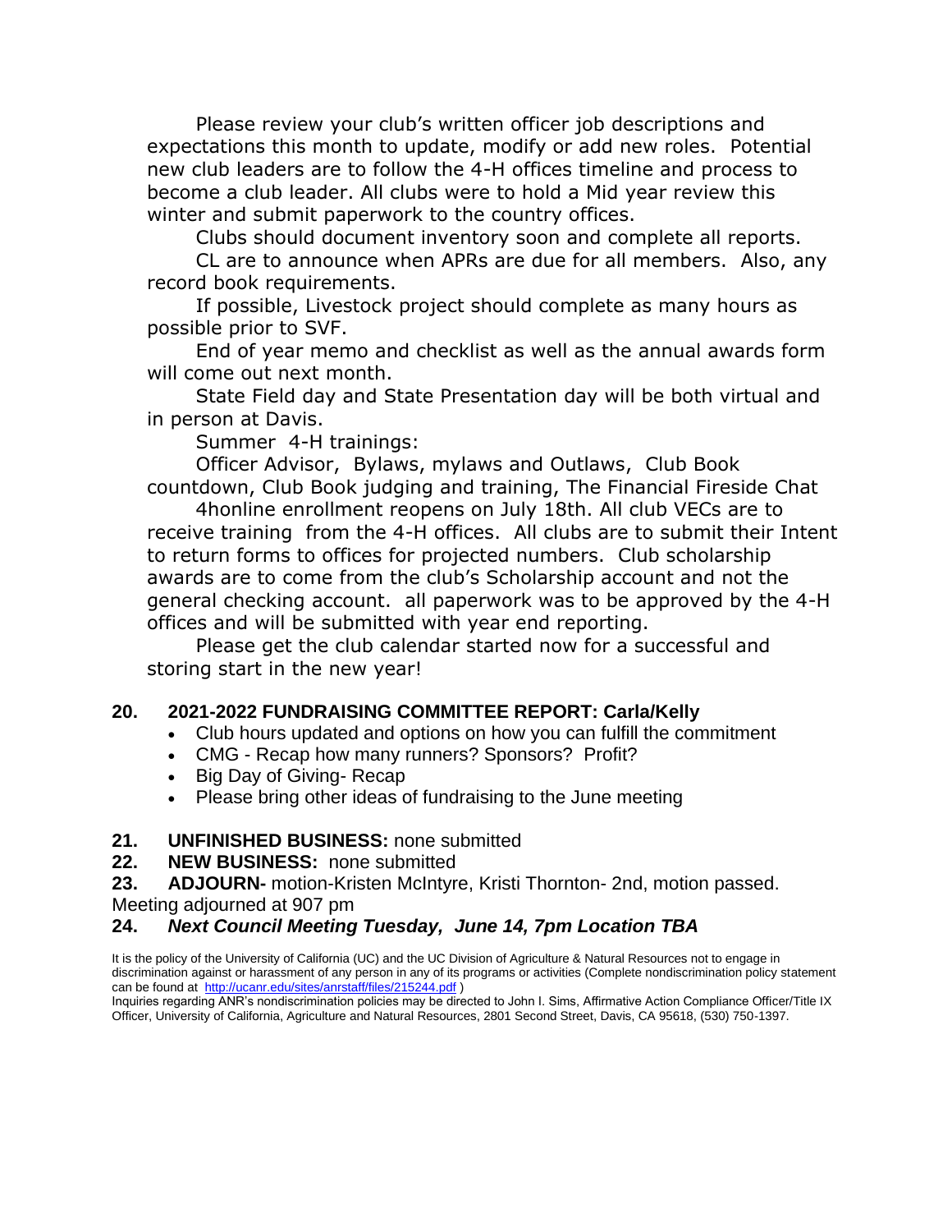Please review your club's written officer job descriptions and expectations this month to update, modify or add new roles. Potential new club leaders are to follow the 4-H offices timeline and process to become a club leader. All clubs were to hold a Mid year review this winter and submit paperwork to the country offices.

Clubs should document inventory soon and complete all reports.

CL are to announce when APRs are due for all members. Also, any record book requirements.

If possible, Livestock project should complete as many hours as possible prior to SVF.

End of year memo and checklist as well as the annual awards form will come out next month.

State Field day and State Presentation day will be both virtual and in person at Davis.

Summer 4-H trainings:

Officer Advisor, Bylaws, mylaws and Outlaws, Club Book countdown, Club Book judging and training, The Financial Fireside Chat

4honline enrollment reopens on July 18th. All club VECs are to receive training from the 4-H offices. All clubs are to submit their Intent to return forms to offices for projected numbers. Club scholarship awards are to come from the club's Scholarship account and not the general checking account. all paperwork was to be approved by the 4-H offices and will be submitted with year end reporting.

Please get the club calendar started now for a successful and storing start in the new year!

**20. 2021-2022 FUNDRAISING COMMITTEE REPORT: Carla/Kelly**

- Club hours updated and options on how you can fulfill the commitment
- CMG - Recap how many runners? Sponsors? Profit?
- Big Day of Giving- Recap
- Please bring other ideas of fundraising to the June meeting

**21. UNFINISHED BUSINESS:** none submitted

**22. NEW BUSINESS:** none submitted

**23. ADJOURN-** motion-Kristen McIntyre, Kristi Thornton- 2nd, motion passed. Meeting adjourned at 907 pm

**24. *Next Council Meeting Tuesday, June 14, 7pm Location TBA***

It is the policy of the University of California (UC) and the UC Division of Agriculture & Natural Resources not to engage in discrimination against or harassment of any person in any of its programs or activities (Complete nondiscrimination policy statement can be found at http://ucanr.edu/sites/anrstaff/files/215244.pdf )

Inquiries regarding ANR's nondiscrimination policies may be directed to John I. Sims, Affirmative Action Compliance Officer/Title IX Officer, University of California, Agriculture and Natural Resources, 2801 Second Street, Davis, CA 95618, (530) 750-1397.